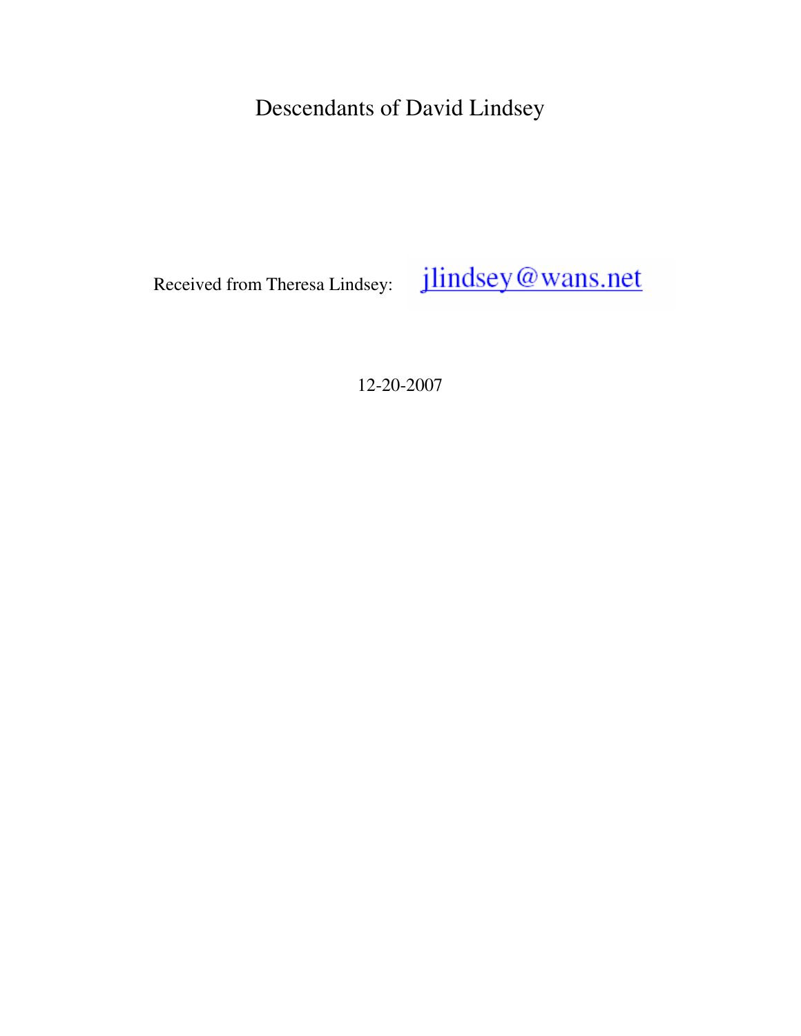# Descendants of David Lindsey

Received from Theresa Lindsey: jlindsey@wans.net

12-20-2007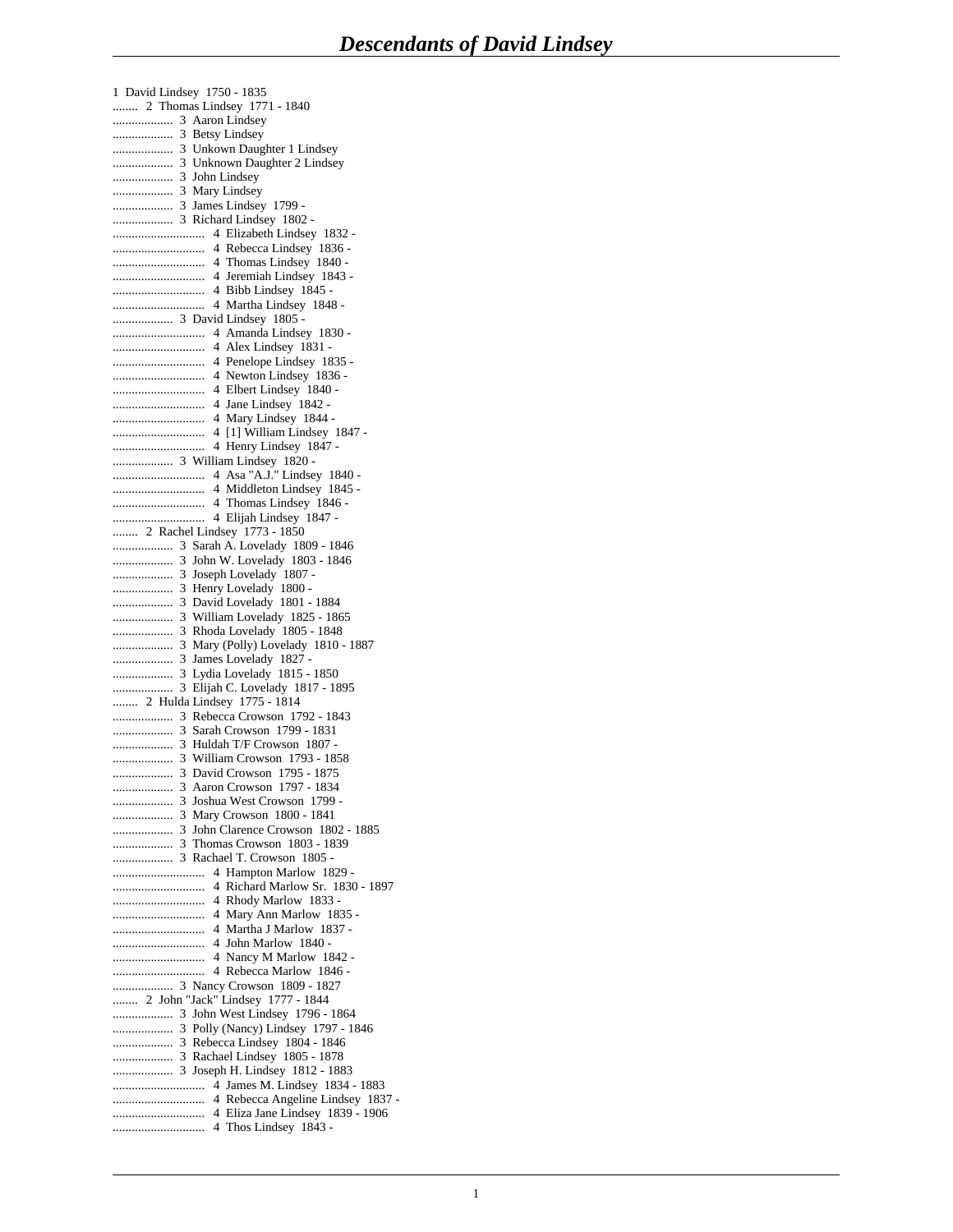# *Descendants of David Lindsey*

1 David Lindsey 1750 - 1835
........ 2 Thomas Lindsey 1771 - 1840
................... 3 Aaron Lindsey
................... 3 Betsy Lindsey
................... 3 Unkown Daughter 1 Lindsey
................... 3 Unknown Daughter 2 Lindsey
................... 3 John Lindsey
................... 3 Mary Lindsey
................... 3 James Lindsey 1799 -
................... 3 Richard Lindsey 1802 -
............................. 4 Elizabeth Lindsey 1832 -
............................. 4 Rebecca Lindsey 1836 -
............................. 4 Thomas Lindsey 1840 -
............................. 4 Jeremiah Lindsey 1843 -
............................. 4 Bibb Lindsey 1845 -
............................. 4 Martha Lindsey 1848 -
................... 3 David Lindsey 1805 -
............................. 4 Amanda Lindsey 1830 -
............................. 4 Alex Lindsey 1831 -
............................. 4 Penelope Lindsey 1835 -
............................. 4 Newton Lindsey 1836 -
............................. 4 Elbert Lindsey 1840 -
............................. 4 Jane Lindsey 1842 -
............................. 4 Mary Lindsey 1844 -
............................. 4 [1] William Lindsey 1847 -
............................. 4 Henry Lindsey 1847 -
................... 3 William Lindsey 1820 -
............................. 4 Asa "A.J." Lindsey 1840 -
............................. 4 Middleton Lindsey 1845 -
............................. 4 Thomas Lindsey 1846 -
............................. 4 Elijah Lindsey 1847 -
........ 2 Rachel Lindsey 1773 - 1850
................... 3 Sarah A. Lovelady 1809 - 1846
................... 3 John W. Lovelady 1803 - 1846
................... 3 Joseph Lovelady 1807 -
................... 3 Henry Lovelady 1800 -
................... 3 David Lovelady 1801 - 1884
................... 3 William Lovelady 1825 - 1865
................... 3 Rhoda Lovelady 1805 - 1848
................... 3 Mary (Polly) Lovelady 1810 - 1887
................... 3 James Lovelady 1827 -
................... 3 Lydia Lovelady 1815 - 1850
................... 3 Elijah C. Lovelady 1817 - 1895
........ 2 Hulda Lindsey 1775 - 1814
................... 3 Rebecca Crowson 1792 - 1843
................... 3 Sarah Crowson 1799 - 1831
................... 3 Huldah T/F Crowson 1807 -
................... 3 William Crowson 1793 - 1858
................... 3 David Crowson 1795 - 1875
................... 3 Aaron Crowson 1797 - 1834
................... 3 Joshua West Crowson 1799 -
................... 3 Mary Crowson 1800 - 1841
................... 3 John Clarence Crowson 1802 - 1885
................... 3 Thomas Crowson 1803 - 1839
................... 3 Rachael T. Crowson 1805 -
............................. 4 Hampton Marlow 1829 -
............................. 4 Richard Marlow Sr. 1830 - 1897
............................. 4 Rhody Marlow 1833 -
............................. 4 Mary Ann Marlow 1835 -
............................. 4 Martha J Marlow 1837 -
............................. 4 John Marlow 1840 -
............................. 4 Nancy M Marlow 1842 -
............................. 4 Rebecca Marlow 1846 -
................... 3 Nancy Crowson 1809 - 1827
........ 2 John "Jack" Lindsey 1777 - 1844
................... 3 John West Lindsey 1796 - 1864
................... 3 Polly (Nancy) Lindsey 1797 - 1846
................... 3 Rebecca Lindsey 1804 - 1846
................... 3 Rachael Lindsey 1805 - 1878
................... 3 Joseph H. Lindsey 1812 - 1883
............................. 4 James M. Lindsey 1834 - 1883
............................. 4 Rebecca Angeline Lindsey 1837 -
............................. 4 Eliza Jane Lindsey 1839 - 1906
............................. 4 Thos Lindsey 1843 -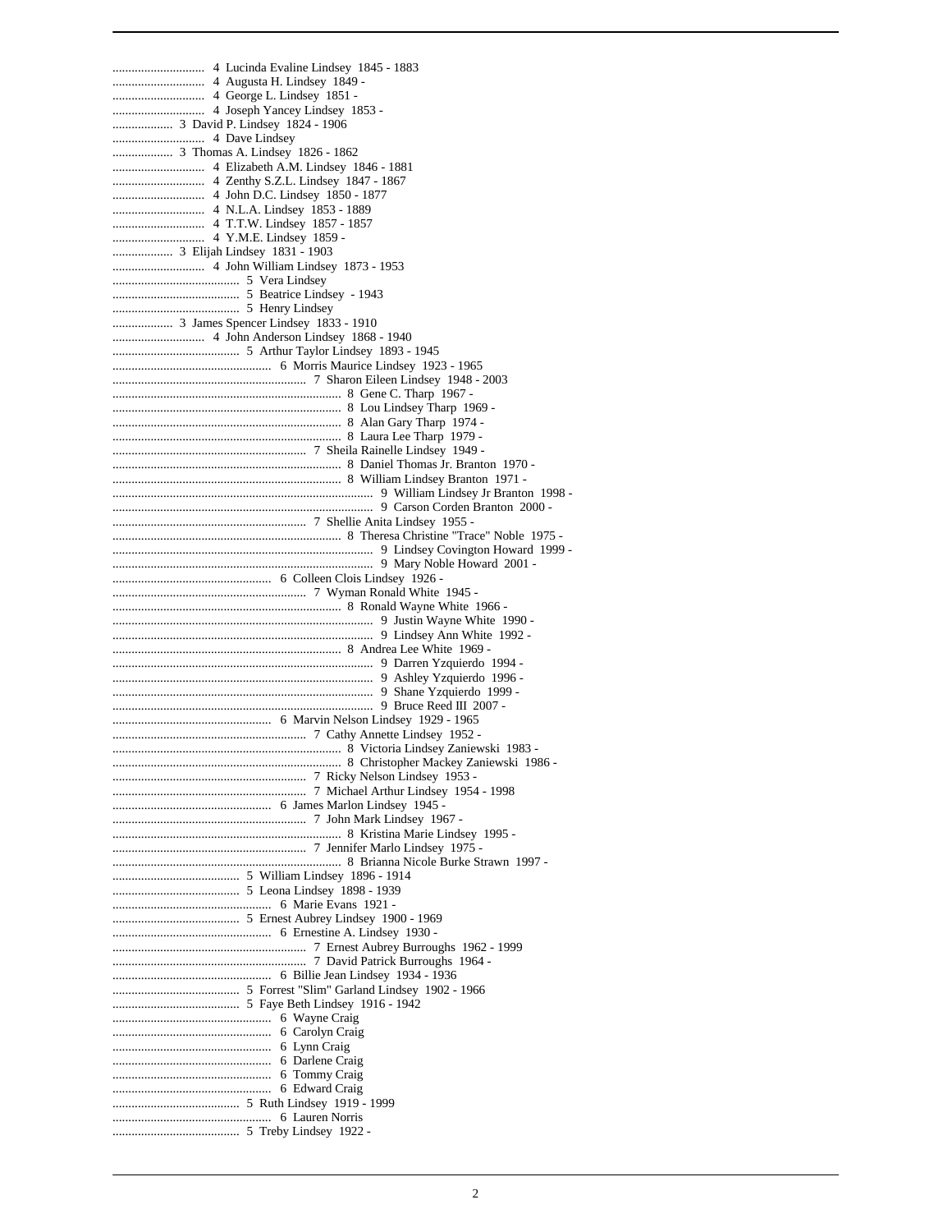............................. 4 Lucinda Evaline Lindsey 1845 - 1883
............................. 4 Augusta H. Lindsey 1849 -
............................. 4 George L. Lindsey 1851 -
............................. 4 Joseph Yancey Lindsey 1853 -
................... 3 David P. Lindsey 1824 - 1906
............................. 4 Dave Lindsey
................... 3 Thomas A. Lindsey 1826 - 1862
............................. 4 Elizabeth A.M. Lindsey 1846 - 1881
............................. 4 Zenthy S.Z.L. Lindsey 1847 - 1867
............................. 4 John D.C. Lindsey 1850 - 1877
............................. 4 N.L.A. Lindsey 1853 - 1889
............................. 4 T.T.W. Lindsey 1857 - 1857
............................. 4 Y.M.E. Lindsey 1859 -
................... 3 Elijah Lindsey 1831 - 1903
............................. 4 John William Lindsey 1873 - 1953
........................................ 5 Vera Lindsey
........................................ 5 Beatrice Lindsey - 1943
........................................ 5 Henry Lindsey
................... 3 James Spencer Lindsey 1833 - 1910
............................. 4 John Anderson Lindsey 1868 - 1940
........................................ 5 Arthur Taylor Lindsey 1893 - 1945
.................................................. 6 Morris Maurice Lindsey 1923 - 1965
............................................................ 7 Sharon Eileen Lindsey 1948 - 2003
....................................................................... 8 Gene C. Tharp 1967 -
....................................................................... 8 Lou Lindsey Tharp 1969 -
....................................................................... 8 Alan Gary Tharp 1974 -
....................................................................... 8 Laura Lee Tharp 1979 -
............................................................ 7 Sheila Rainelle Lindsey 1949 -
....................................................................... 8 Daniel Thomas Jr. Branton 1970 -
....................................................................... 8 William Lindsey Branton 1971 -
................................................................................. 9 William Lindsey Jr Branton 1998 -
................................................................................. 9 Carson Corden Branton 2000 -
............................................................ 7 Shellie Anita Lindsey 1955 -
....................................................................... 8 Theresa Christine "Trace" Noble 1975 -
................................................................................. 9 Lindsey Covington Howard 1999 -
................................................................................. 9 Mary Noble Howard 2001 -
.................................................. 6 Colleen Clois Lindsey 1926 -
............................................................ 7 Wyman Ronald White 1945 -
....................................................................... 8 Ronald Wayne White 1966 -
................................................................................. 9 Justin Wayne White 1990 -
................................................................................. 9 Lindsey Ann White 1992 -
....................................................................... 8 Andrea Lee White 1969 -
................................................................................. 9 Darren Yzquierdo 1994 -
................................................................................. 9 Ashley Yzquierdo 1996 -
................................................................................. 9 Shane Yzquierdo 1999 -
................................................................................. 9 Bruce Reed III 2007 -
.................................................. 6 Marvin Nelson Lindsey 1929 - 1965
............................................................ 7 Cathy Annette Lindsey 1952 -
....................................................................... 8 Victoria Lindsey Zaniewski 1983 -
....................................................................... 8 Christopher Mackey Zaniewski 1986 -
............................................................ 7 Ricky Nelson Lindsey 1953 -
............................................................ 7 Michael Arthur Lindsey 1954 - 1998
.................................................. 6 James Marlon Lindsey 1945 -
............................................................ 7 John Mark Lindsey 1967 -
....................................................................... 8 Kristina Marie Lindsey 1995 -
............................................................ 7 Jennifer Marlo Lindsey 1975 -
....................................................................... 8 Brianna Nicole Burke Strawn 1997 -
........................................ 5 William Lindsey 1896 - 1914
........................................ 5 Leona Lindsey 1898 - 1939
.................................................. 6 Marie Evans 1921 -
........................................ 5 Ernest Aubrey Lindsey 1900 - 1969
.................................................. 6 Ernestine A. Lindsey 1930 -
............................................................ 7 Ernest Aubrey Burroughs 1962 - 1999
............................................................ 7 David Patrick Burroughs 1964 -
.................................................. 6 Billie Jean Lindsey 1934 - 1936
........................................ 5 Forrest "Slim" Garland Lindsey 1902 - 1966
........................................ 5 Faye Beth Lindsey 1916 - 1942
.................................................. 6 Wayne Craig
.................................................. 6 Carolyn Craig
.................................................. 6 Lynn Craig
.................................................. 6 Darlene Craig
.................................................. 6 Tommy Craig
.................................................. 6 Edward Craig
........................................ 5 Ruth Lindsey 1919 - 1999
.................................................. 6 Lauren Norris
........................................ 5 Treby Lindsey 1922 -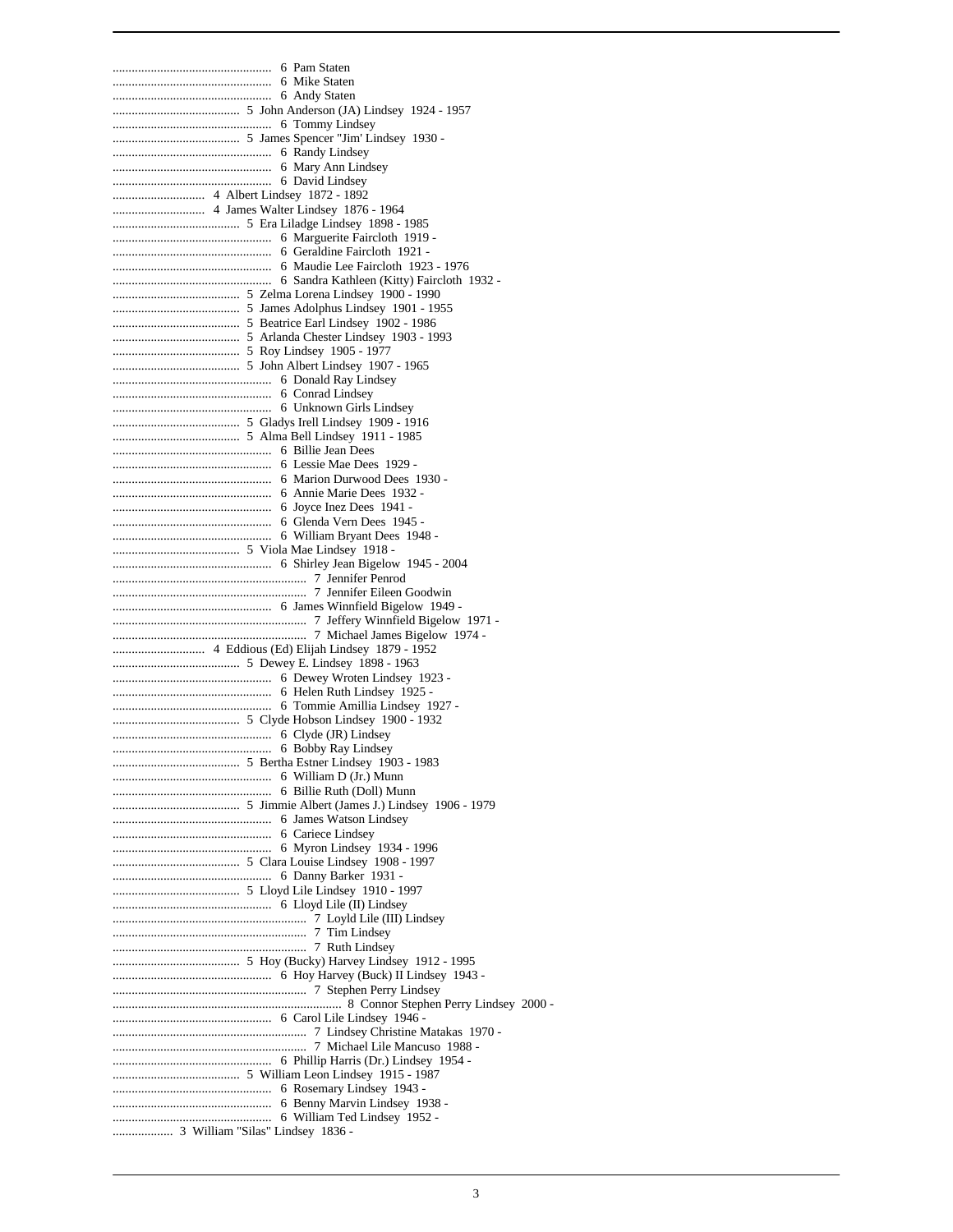.................................................. 6 Pam Staten
.................................................. 6 Mike Staten
.................................................. 6 Andy Staten
........................................ 5 John Anderson (JA) Lindsey 1924 - 1957
.................................................. 6 Tommy Lindsey
........................................ 5 James Spencer "Jim' Lindsey 1930 -
.................................................. 6 Randy Lindsey
.................................................. 6 Mary Ann Lindsey
.................................................. 6 David Lindsey
............................. 4 Albert Lindsey 1872 - 1892
............................. 4 James Walter Lindsey 1876 - 1964
........................................ 5 Era Liladge Lindsey 1898 - 1985
.................................................. 6 Marguerite Faircloth 1919 -
.................................................. 6 Geraldine Faircloth 1921 -
.................................................. 6 Maudie Lee Faircloth 1923 - 1976
.................................................. 6 Sandra Kathleen (Kitty) Faircloth 1932 -
........................................ 5 Zelma Lorena Lindsey 1900 - 1990
........................................ 5 James Adolphus Lindsey 1901 - 1955
........................................ 5 Beatrice Earl Lindsey 1902 - 1986
........................................ 5 Arlanda Chester Lindsey 1903 - 1993
........................................ 5 Roy Lindsey 1905 - 1977
........................................ 5 John Albert Lindsey 1907 - 1965
.................................................. 6 Donald Ray Lindsey
.................................................. 6 Conrad Lindsey
.................................................. 6 Unknown Girls Lindsey
........................................ 5 Gladys Irell Lindsey 1909 - 1916
........................................ 5 Alma Bell Lindsey 1911 - 1985
.................................................. 6 Billie Jean Dees
.................................................. 6 Lessie Mae Dees 1929 -
.................................................. 6 Marion Durwood Dees 1930 -
.................................................. 6 Annie Marie Dees 1932 -
.................................................. 6 Joyce Inez Dees 1941 -
.................................................. 6 Glenda Vern Dees 1945 -
.................................................. 6 William Bryant Dees 1948 -
........................................ 5 Viola Mae Lindsey 1918 -
.................................................. 6 Shirley Jean Bigelow 1945 - 2004
............................................................ 7 Jennifer Penrod
............................................................ 7 Jennifer Eileen Goodwin
.................................................. 6 James Winnfield Bigelow 1949 -
............................................................ 7 Jeffery Winnfield Bigelow 1971 -
............................................................ 7 Michael James Bigelow 1974 -
............................. 4 Eddious (Ed) Elijah Lindsey 1879 - 1952
........................................ 5 Dewey E. Lindsey 1898 - 1963
.................................................. 6 Dewey Wroten Lindsey 1923 -
.................................................. 6 Helen Ruth Lindsey 1925 -
.................................................. 6 Tommie Amillia Lindsey 1927 -
........................................ 5 Clyde Hobson Lindsey 1900 - 1932
.................................................. 6 Clyde (JR) Lindsey
.................................................. 6 Bobby Ray Lindsey
........................................ 5 Bertha Estner Lindsey 1903 - 1983
.................................................. 6 William D (Jr.) Munn
.................................................. 6 Billie Ruth (Doll) Munn
........................................ 5 Jimmie Albert (James J.) Lindsey 1906 - 1979
.................................................. 6 James Watson Lindsey
.................................................. 6 Cariece Lindsey
.................................................. 6 Myron Lindsey 1934 - 1996
........................................ 5 Clara Louise Lindsey 1908 - 1997
.................................................. 6 Danny Barker 1931 -
........................................ 5 Lloyd Lile Lindsey 1910 - 1997
.................................................. 6 Lloyd Lile (II) Lindsey
............................................................ 7 Loyld Lile (III) Lindsey
............................................................ 7 Tim Lindsey
............................................................ 7 Ruth Lindsey
........................................ 5 Hoy (Bucky) Harvey Lindsey 1912 - 1995
.................................................. 6 Hoy Harvey (Buck) II Lindsey 1943 -
............................................................ 7 Stephen Perry Lindsey
...................................................................... 8 Connor Stephen Perry Lindsey 2000 -
.................................................. 6 Carol Lile Lindsey 1946 -
............................................................ 7 Lindsey Christine Matakas 1970 -
............................................................ 7 Michael Lile Mancuso 1988 -
.................................................. 6 Phillip Harris (Dr.) Lindsey 1954 -
........................................ 5 William Leon Lindsey 1915 - 1987
.................................................. 6 Rosemary Lindsey 1943 -
.................................................. 6 Benny Marvin Lindsey 1938 -
.................................................. 6 William Ted Lindsey 1952 -
................... 3 William "Silas" Lindsey 1836 -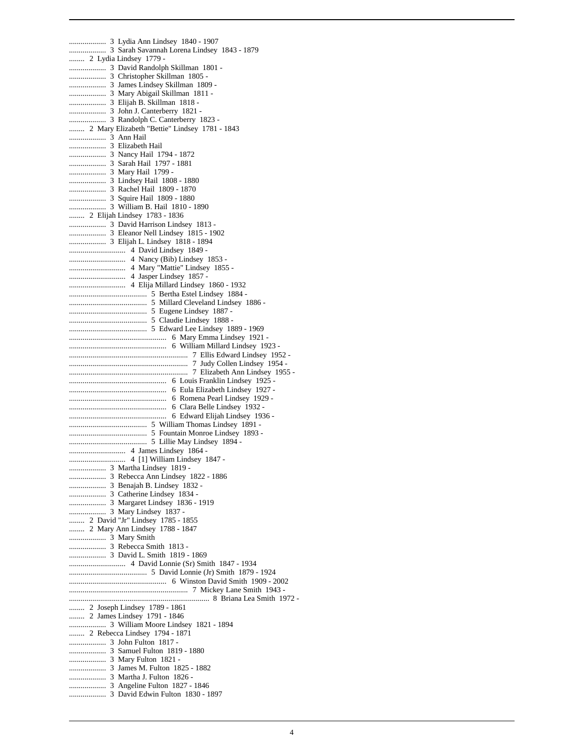................... 3 Lydia Ann Lindsey 1840 - 1907
................... 3 Sarah Savannah Lorena Lindsey 1843 - 1879
........ 2 Lydia Lindsey 1779 -
................... 3 David Randolph Skillman 1801 -
................... 3 Christopher Skillman 1805 -
................... 3 James Lindsey Skillman 1809 -
................... 3 Mary Abigail Skillman 1811 -
................... 3 Elijah B. Skillman 1818 -
................... 3 John J. Canterberry 1821 -
................... 3 Randolph C. Canterberry 1823 -
........ 2 Mary Elizabeth "Bettie" Lindsey 1781 - 1843
................... 3 Ann Hail
................... 3 Elizabeth Hail
................... 3 Nancy Hail 1794 - 1872
................... 3 Sarah Hail 1797 - 1881
................... 3 Mary Hail 1799 -
................... 3 Lindsey Hail 1808 - 1880
................... 3 Rachel Hail 1809 - 1870
................... 3 Squire Hail 1809 - 1880
................... 3 William B. Hail 1810 - 1890
........ 2 Elijah Lindsey 1783 - 1836
................... 3 David Harrison Lindsey 1813 -
................... 3 Eleanor Nell Lindsey 1815 - 1902
................... 3 Elijah L. Lindsey 1818 - 1894
............................. 4 David Lindsey 1849 -
............................. 4 Nancy (Bib) Lindsey 1853 -
............................. 4 Mary "Mattie" Lindsey 1855 -
............................. 4 Jasper Lindsey 1857 -
............................. 4 Elija Millard Lindsey 1860 - 1932
........................................ 5 Bertha Estel Lindsey 1884 -
........................................ 5 Millard Cleveland Lindsey 1886 -
........................................ 5 Eugene Lindsey 1887 -
........................................ 5 Claudie Lindsey 1888 -
........................................ 5 Edward Lee Lindsey 1889 - 1969
.................................................. 6 Mary Emma Lindsey 1921 -
.................................................. 6 William Millard Lindsey 1923 -
............................................................. 7 Ellis Edward Lindsey 1952 -
............................................................. 7 Judy Collen Lindsey 1954 -
............................................................. 7 Elizabeth Ann Lindsey 1955 -
.................................................. 6 Louis Franklin Lindsey 1925 -
.................................................. 6 Eula Elizabeth Lindsey 1927 -
.................................................. 6 Romena Pearl Lindsey 1929 -
.................................................. 6 Clara Belle Lindsey 1932 -
.................................................. 6 Edward Elijah Lindsey 1936 -
........................................ 5 William Thomas Lindsey 1891 -
........................................ 5 Fountain Monroe Lindsey 1893 -
........................................ 5 Lillie May Lindsey 1894 -
............................. 4 James Lindsey 1864 -
............................. 4 [1] William Lindsey 1847 -
................... 3 Martha Lindsey 1819 -
................... 3 Rebecca Ann Lindsey 1822 - 1886
................... 3 Benajah B. Lindsey 1832 -
................... 3 Catherine Lindsey 1834 -
................... 3 Margaret Lindsey 1836 - 1919
................... 3 Mary Lindsey 1837 -
........ 2 David "Jr" Lindsey 1785 - 1855
........ 2 Mary Ann Lindsey 1788 - 1847
................... 3 Mary Smith
................... 3 Rebecca Smith 1813 -
................... 3 David L. Smith 1819 - 1869
............................. 4 David Lonnie (Sr) Smith 1847 - 1934
........................................ 5 David Lonnie (Jr) Smith 1879 - 1924
.................................................. 6 Winston David Smith 1909 - 2002
............................................................. 7 Mickey Lane Smith 1943 -
......................................................................... 8 Briana Lea Smith 1972 -
........ 2 Joseph Lindsey 1789 - 1861
........ 2 James Lindsey 1791 - 1846
................... 3 William Moore Lindsey 1821 - 1894
........ 2 Rebecca Lindsey 1794 - 1871
................... 3 John Fulton 1817 -
................... 3 Samuel Fulton 1819 - 1880
................... 3 Mary Fulton 1821 -
................... 3 James M. Fulton 1825 - 1882
................... 3 Martha J. Fulton 1826 -
................... 3 Angeline Fulton 1827 - 1846
................... 3 David Edwin Fulton 1830 - 1897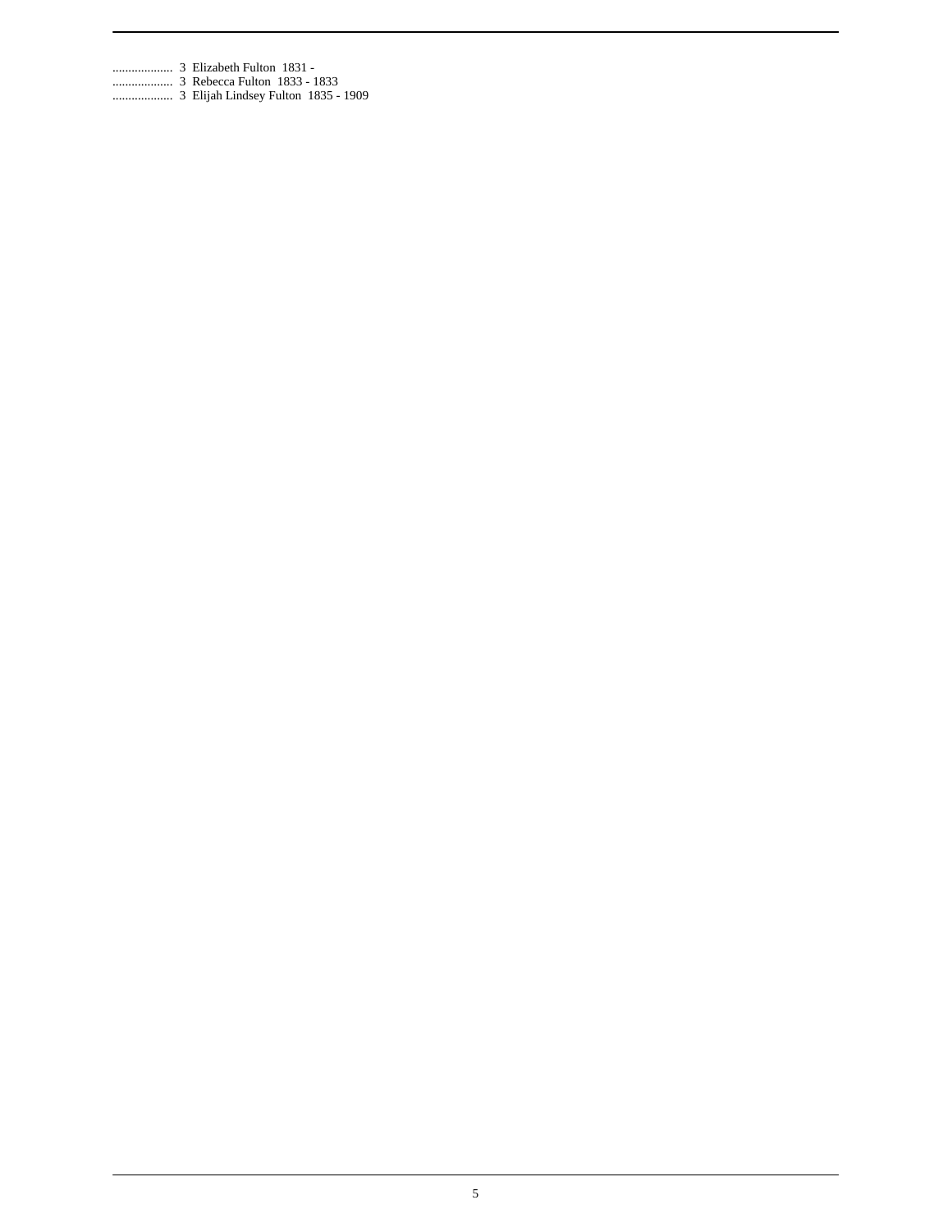.................. 3 Elizabeth Fulton 1831 -
.................. 3 Rebecca Fulton 1833 - 1833
.................. 3 Elijah Lindsey Fulton 1835 - 1909